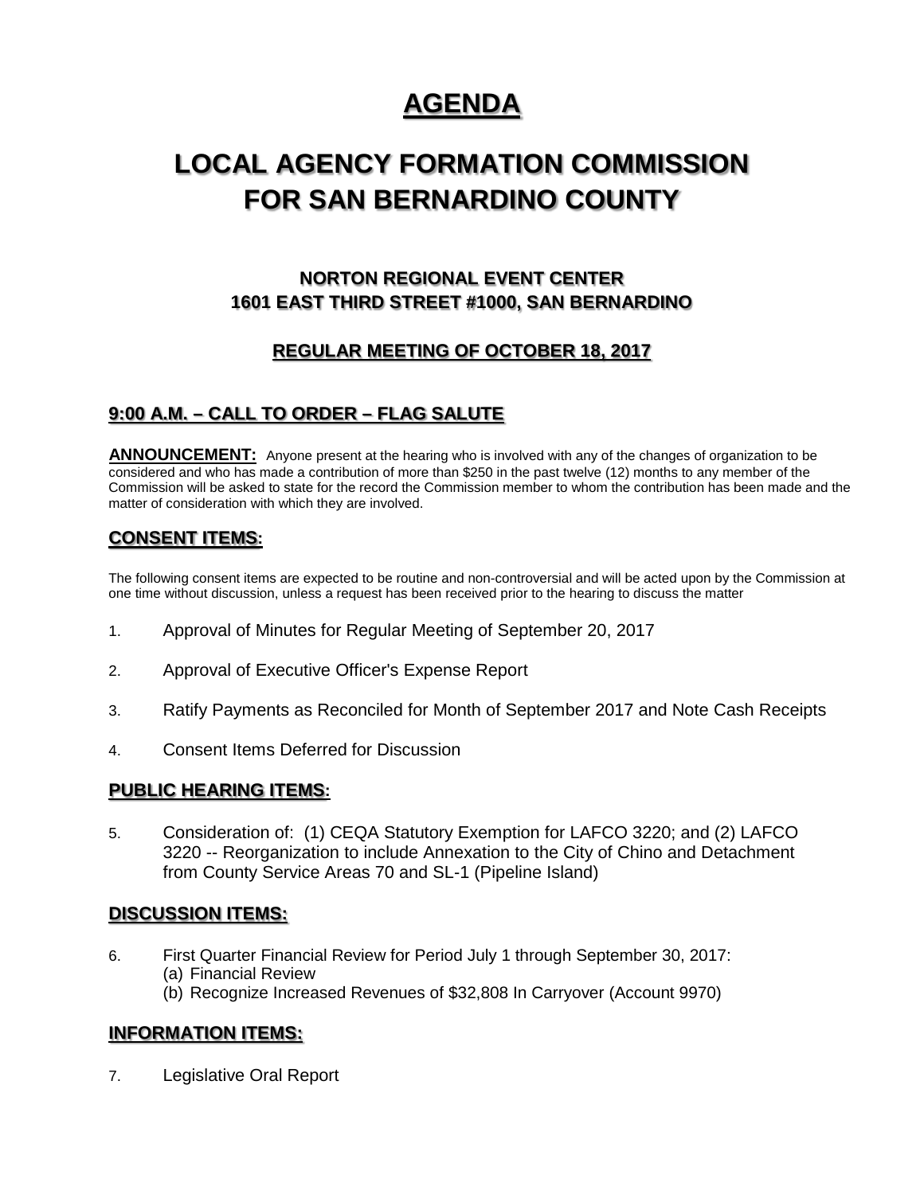# AGENDA

# LOCAL AGENCY FORMATION COMMISSION FOR SAN BERNARDINO COUNTY

### NORTON REGIONAL EVENT CENTER
### 1601 EAST THIRD STREET #1000, SAN BERNARDINO

### REGULAR MEETING OF OCTOBER 18, 2017

## 9:00 A.M. – CALL TO ORDER – FLAG SALUTE

**ANNOUNCEMENT:** Anyone present at the hearing who is involved with any of the changes of organization to be considered and who has made a contribution of more than $250 in the past twelve (12) months to any member of the Commission will be asked to state for the record the Commission member to whom the contribution has been made and the matter of consideration with which they are involved.

## CONSENT ITEMS:

The following consent items are expected to be routine and non-controversial and will be acted upon by the Commission at one time without discussion, unless a request has been received prior to the hearing to discuss the matter

1. Approval of Minutes for Regular Meeting of September 20, 2017
2. Approval of Executive Officer's Expense Report
3. Ratify Payments as Reconciled for Month of September 2017 and Note Cash Receipts
4. Consent Items Deferred for Discussion

## PUBLIC HEARING ITEMS:

5. Consideration of: (1) CEQA Statutory Exemption for LAFCO 3220; and (2) LAFCO 3220 -- Reorganization to include Annexation to the City of Chino and Detachment from County Service Areas 70 and SL-1 (Pipeline Island)

## DISCUSSION ITEMS:

6. First Quarter Financial Review for Period July 1 through September 30, 2017:
   (a) Financial Review
   (b) Recognize Increased Revenues of $32,808 In Carryover (Account 9970)

## INFORMATION ITEMS:

7. Legislative Oral Report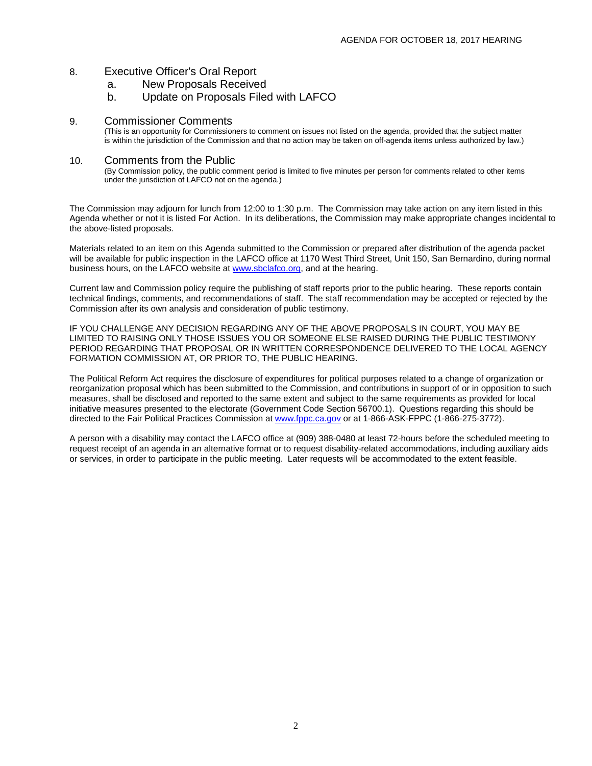8. Executive Officer's Oral Report
   a. New Proposals Received
   b. Update on Proposals Filed with LAFCO

9. Commissioner Comments
   (This is an opportunity for Commissioners to comment on issues not listed on the agenda, provided that the subject matter is within the jurisdiction of the Commission and that no action may be taken on off-agenda items unless authorized by law.)

10. Comments from the Public
    (By Commission policy, the public comment period is limited to five minutes per person for comments related to other items under the jurisdiction of LAFCO not on the agenda.)

The Commission may adjourn for lunch from 12:00 to 1:30 p.m. The Commission may take action on any item listed in this Agenda whether or not it is listed For Action. In its deliberations, the Commission may make appropriate changes incidental to the above-listed proposals.

Materials related to an item on this Agenda submitted to the Commission or prepared after distribution of the agenda packet will be available for public inspection in the LAFCO office at 1170 West Third Street, Unit 150, San Bernardino, during normal business hours, on the LAFCO website at www.sbclafco.org, and at the hearing.

Current law and Commission policy require the publishing of staff reports prior to the public hearing. These reports contain technical findings, comments, and recommendations of staff. The staff recommendation may be accepted or rejected by the Commission after its own analysis and consideration of public testimony.

IF YOU CHALLENGE ANY DECISION REGARDING ANY OF THE ABOVE PROPOSALS IN COURT, YOU MAY BE LIMITED TO RAISING ONLY THOSE ISSUES YOU OR SOMEONE ELSE RAISED DURING THE PUBLIC TESTIMONY PERIOD REGARDING THAT PROPOSAL OR IN WRITTEN CORRESPONDENCE DELIVERED TO THE LOCAL AGENCY FORMATION COMMISSION AT, OR PRIOR TO, THE PUBLIC HEARING.

The Political Reform Act requires the disclosure of expenditures for political purposes related to a change of organization or reorganization proposal which has been submitted to the Commission, and contributions in support of or in opposition to such measures, shall be disclosed and reported to the same extent and subject to the same requirements as provided for local initiative measures presented to the electorate (Government Code Section 56700.1). Questions regarding this should be directed to the Fair Political Practices Commission at www.fppc.ca.gov or at 1-866-ASK-FPPC (1-866-275-3772).

A person with a disability may contact the LAFCO office at (909) 388-0480 at least 72-hours before the scheduled meeting to request receipt of an agenda in an alternative format or to request disability-related accommodations, including auxiliary aids or services, in order to participate in the public meeting. Later requests will be accommodated to the extent feasible.